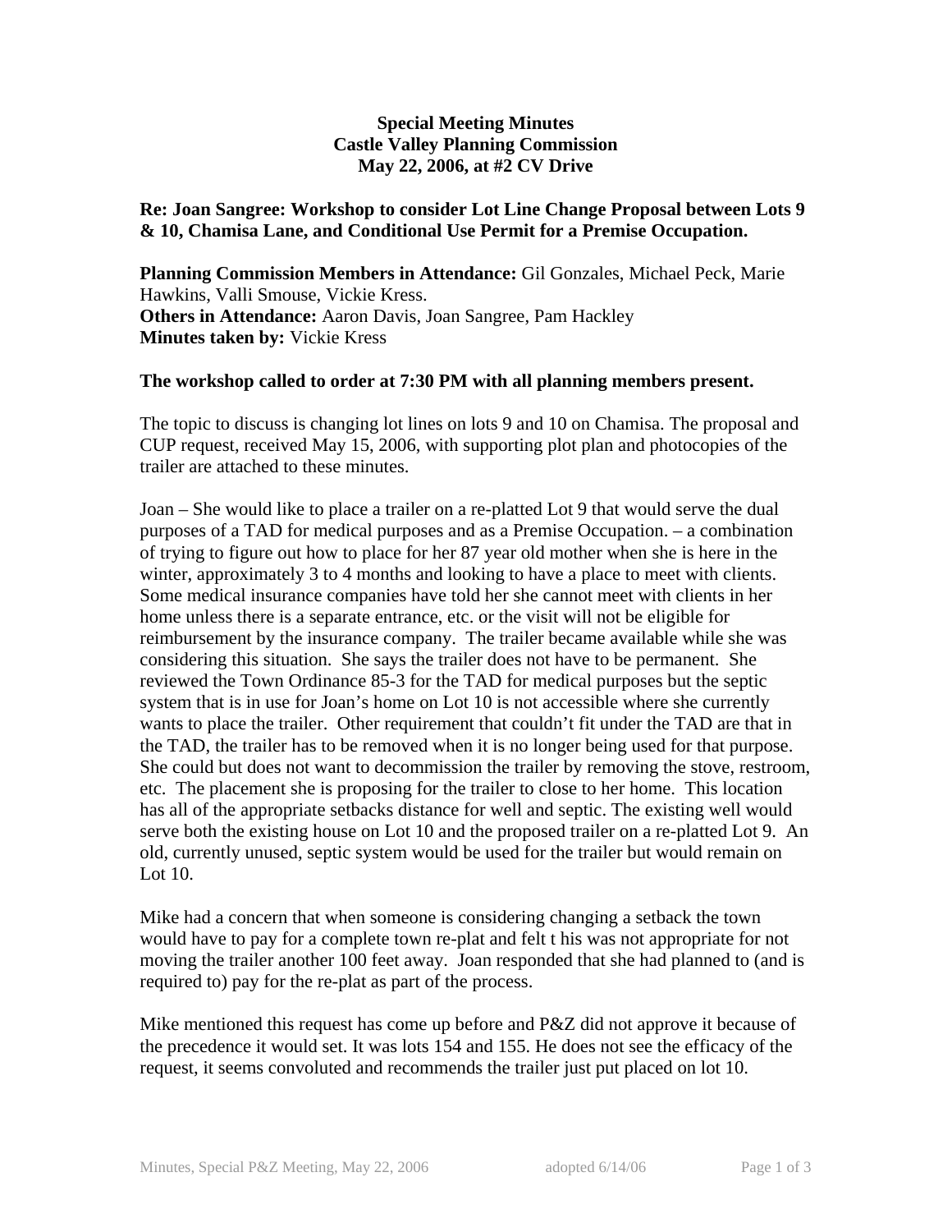**Special Meeting Minutes**
**Castle Valley Planning Commission**
**May 22, 2006, at #2 CV Drive**

**Re: Joan Sangree: Workshop to consider Lot Line Change Proposal between Lots 9 & 10, Chamisa Lane, and Conditional Use Permit for a Premise Occupation.**

**Planning Commission Members in Attendance:** Gil Gonzales, Michael Peck, Marie Hawkins, Valli Smouse, Vickie Kress.
**Others in Attendance:** Aaron Davis, Joan Sangree, Pam Hackley
**Minutes taken by:** Vickie Kress

**The workshop called to order at 7:30 PM with all planning members present.**

The topic to discuss is changing lot lines on lots 9 and 10 on Chamisa. The proposal and CUP request, received May 15, 2006, with supporting plot plan and photocopies of the trailer are attached to these minutes.

Joan – She would like to place a trailer on a re-platted Lot 9 that would serve the dual purposes of a TAD for medical purposes and as a Premise Occupation. – a combination of trying to figure out how to place for her 87 year old mother when she is here in the winter, approximately 3 to 4 months and looking to have a place to meet with clients. Some medical insurance companies have told her she cannot meet with clients in her home unless there is a separate entrance, etc. or the visit will not be eligible for reimbursement by the insurance company. The trailer became available while she was considering this situation. She says the trailer does not have to be permanent. She reviewed the Town Ordinance 85-3 for the TAD for medical purposes but the septic system that is in use for Joan's home on Lot 10 is not accessible where she currently wants to place the trailer. Other requirement that couldn't fit under the TAD are that in the TAD, the trailer has to be removed when it is no longer being used for that purpose. She could but does not want to decommission the trailer by removing the stove, restroom, etc. The placement she is proposing for the trailer to close to her home. This location has all of the appropriate setbacks distance for well and septic. The existing well would serve both the existing house on Lot 10 and the proposed trailer on a re-platted Lot 9. An old, currently unused, septic system would be used for the trailer but would remain on Lot 10.

Mike had a concern that when someone is considering changing a setback the town would have to pay for a complete town re-plat and felt t his was not appropriate for not moving the trailer another 100 feet away. Joan responded that she had planned to (and is required to) pay for the re-plat as part of the process.

Mike mentioned this request has come up before and P&Z did not approve it because of the precedence it would set. It was lots 154 and 155. He does not see the efficacy of the request, it seems convoluted and recommends the trailer just put placed on lot 10.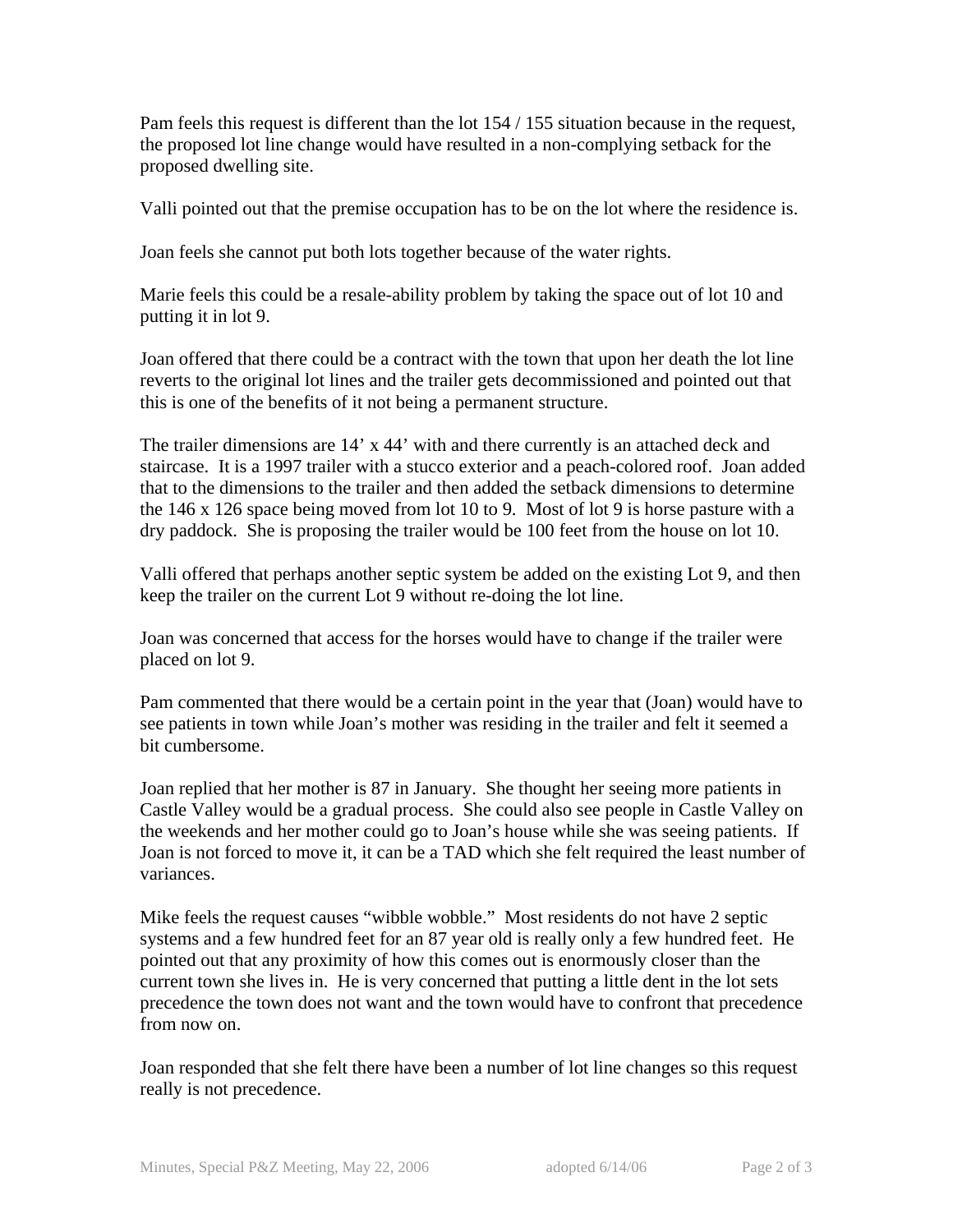Pam feels this request is different than the lot 154 / 155 situation because in the request, the proposed lot line change would have resulted in a non-complying setback for the proposed dwelling site.

Valli pointed out that the premise occupation has to be on the lot where the residence is.

Joan feels she cannot put both lots together because of the water rights.

Marie feels this could be a resale-ability problem by taking the space out of lot 10 and putting it in lot 9.

Joan offered that there could be a contract with the town that upon her death the lot line reverts to the original lot lines and the trailer gets decommissioned and pointed out that this is one of the benefits of it not being a permanent structure.

The trailer dimensions are 14' x 44' with and there currently is an attached deck and staircase. It is a 1997 trailer with a stucco exterior and a peach-colored roof. Joan added that to the dimensions to the trailer and then added the setback dimensions to determine the 146 x 126 space being moved from lot 10 to 9. Most of lot 9 is horse pasture with a dry paddock. She is proposing the trailer would be 100 feet from the house on lot 10.

Valli offered that perhaps another septic system be added on the existing Lot 9, and then keep the trailer on the current Lot 9 without re-doing the lot line.

Joan was concerned that access for the horses would have to change if the trailer were placed on lot 9.

Pam commented that there would be a certain point in the year that (Joan) would have to see patients in town while Joan's mother was residing in the trailer and felt it seemed a bit cumbersome.

Joan replied that her mother is 87 in January. She thought her seeing more patients in Castle Valley would be a gradual process. She could also see people in Castle Valley on the weekends and her mother could go to Joan's house while she was seeing patients. If Joan is not forced to move it, it can be a TAD which she felt required the least number of variances.

Mike feels the request causes "wibble wobble." Most residents do not have 2 septic systems and a few hundred feet for an 87 year old is really only a few hundred feet. He pointed out that any proximity of how this comes out is enormously closer than the current town she lives in. He is very concerned that putting a little dent in the lot sets precedence the town does not want and the town would have to confront that precedence from now on.

Joan responded that she felt there have been a number of lot line changes so this request really is not precedence.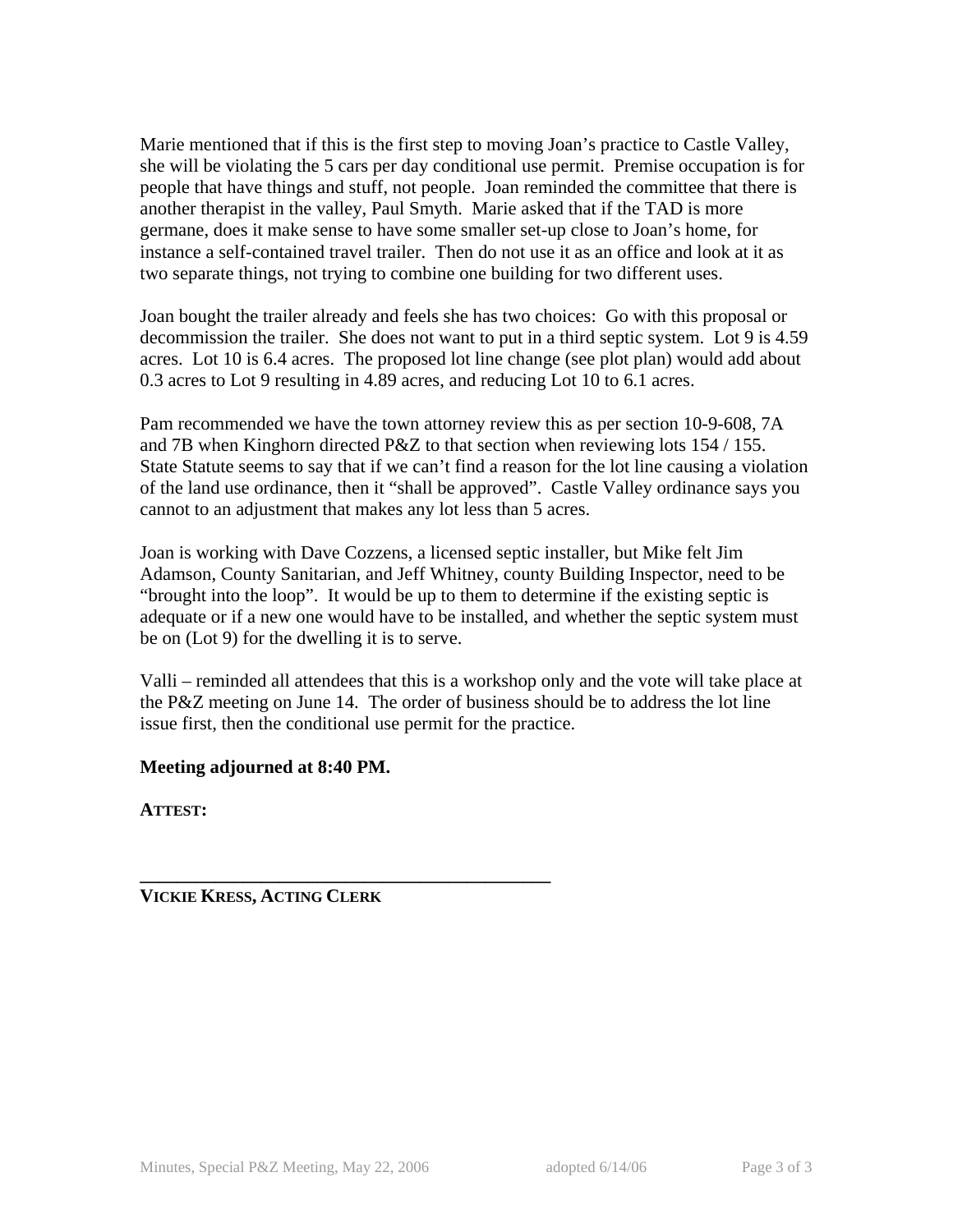Marie mentioned that if this is the first step to moving Joan's practice to Castle Valley, she will be violating the 5 cars per day conditional use permit. Premise occupation is for people that have things and stuff, not people. Joan reminded the committee that there is another therapist in the valley, Paul Smyth. Marie asked that if the TAD is more germane, does it make sense to have some smaller set-up close to Joan's home, for instance a self-contained travel trailer. Then do not use it as an office and look at it as two separate things, not trying to combine one building for two different uses.

Joan bought the trailer already and feels she has two choices: Go with this proposal or decommission the trailer. She does not want to put in a third septic system. Lot 9 is 4.59 acres. Lot 10 is 6.4 acres. The proposed lot line change (see plot plan) would add about 0.3 acres to Lot 9 resulting in 4.89 acres, and reducing Lot 10 to 6.1 acres.

Pam recommended we have the town attorney review this as per section 10-9-608, 7A and 7B when Kinghorn directed P&Z to that section when reviewing lots 154 / 155. State Statute seems to say that if we can't find a reason for the lot line causing a violation of the land use ordinance, then it "shall be approved". Castle Valley ordinance says you cannot to an adjustment that makes any lot less than 5 acres.

Joan is working with Dave Cozzens, a licensed septic installer, but Mike felt Jim Adamson, County Sanitarian, and Jeff Whitney, county Building Inspector, need to be "brought into the loop". It would be up to them to determine if the existing septic is adequate or if a new one would have to be installed, and whether the septic system must be on (Lot 9) for the dwelling it is to serve.

Valli – reminded all attendees that this is a workshop only and the vote will take place at the P&Z meeting on June 14. The order of business should be to address the lot line issue first, then the conditional use permit for the practice.

**Meeting adjourned at 8:40 PM.**

**ATTEST:**

**\_\_\_\_\_\_\_\_\_\_\_\_\_\_\_\_\_\_\_\_\_\_\_\_\_\_\_\_\_\_\_\_\_\_\_\_\_\_\_\_\_\_\_\_**
**VICKIE KRESS, ACTING CLERK**